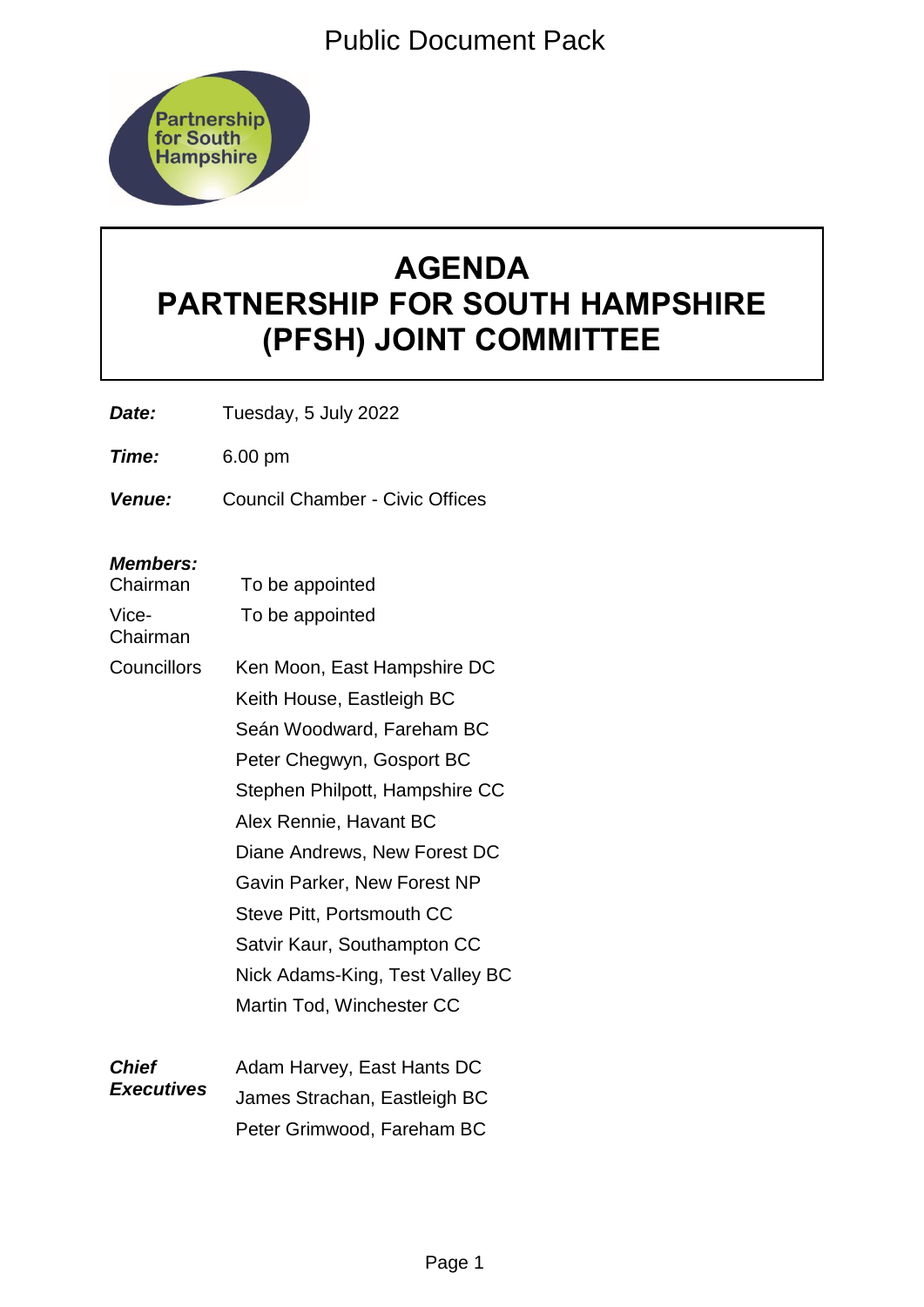Public Document Pack

# AGENDA
# PARTNERSHIP FOR SOUTH HAMPSHIRE (PFSH) JOINT COMMITTEE

***Date:*** Tuesday, 5 July 2022

***Time:*** 6.00 pm

***Venue:*** Council Chamber - Civic Offices

***Members:***

| | |
|---|---|
| Chairman | To be appointed |
| Vice-Chairman | To be appointed |
| Councillors | Ken Moon, East Hampshire DC |
| | Keith House, Eastleigh BC |
| | Seán Woodward, Fareham BC |
| | Peter Chegwyn, Gosport BC |
| | Stephen Philpott, Hampshire CC |
| | Alex Rennie, Havant BC |
| | Diane Andrews, New Forest DC |
| | Gavin Parker, New Forest NP |
| | Steve Pitt, Portsmouth CC |
| | Satvir Kaur, Southampton CC |
| | Nick Adams-King, Test Valley BC |
| | Martin Tod, Winchester CC |

| | |
|---|---|
| ***Chief Executives*** | Adam Harvey, East Hants DC |
| | James Strachan, Eastleigh BC |
| | Peter Grimwood, Fareham BC |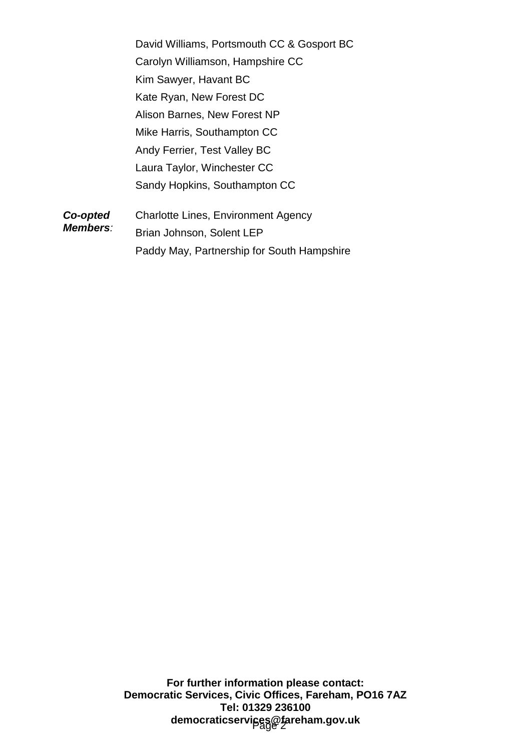David Williams, Portsmouth CC & Gosport BC
Carolyn Williamson, Hampshire CC
Kim Sawyer, Havant BC
Kate Ryan, New Forest DC
Alison Barnes, New Forest NP
Mike Harris, Southampton CC
Andy Ferrier, Test Valley BC
Laura Taylor, Winchester CC
Sandy Hopkins, Southampton CC

| | |
|---|---|
| ***Co-opted Members:*** | Charlotte Lines, Environment Agency |
| | Brian Johnson, Solent LEP |
| | Paddy May, Partnership for South Hampshire |

**For further information please contact:**
**Democratic Services, Civic Offices, Fareham, PO16 7AZ**
**Tel: 01329 236100**
**democraticservices@fareham.gov.uk**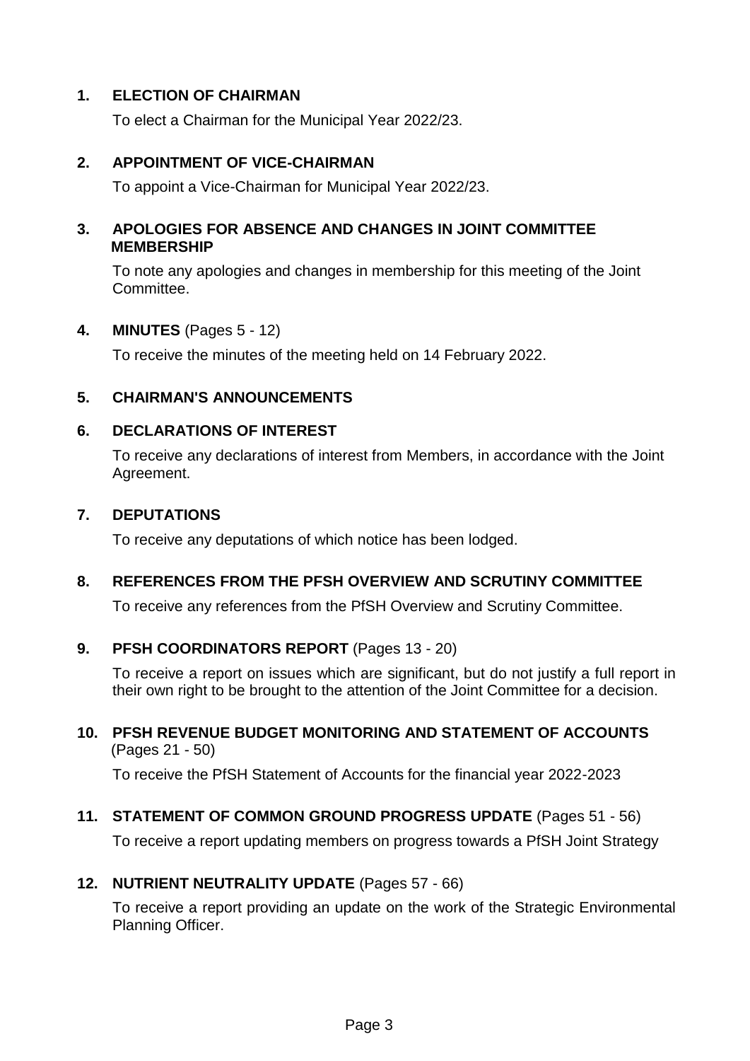**1. ELECTION OF CHAIRMAN**

To elect a Chairman for the Municipal Year 2022/23.

**2. APPOINTMENT OF VICE-CHAIRMAN**

To appoint a Vice-Chairman for Municipal Year 2022/23.

**3. APOLOGIES FOR ABSENCE AND CHANGES IN JOINT COMMITTEE MEMBERSHIP**

To note any apologies and changes in membership for this meeting of the Joint Committee.

**4. MINUTES** (Pages 5 - 12)

To receive the minutes of the meeting held on 14 February 2022.

**5. CHAIRMAN'S ANNOUNCEMENTS**

**6. DECLARATIONS OF INTEREST**

To receive any declarations of interest from Members, in accordance with the Joint Agreement.

**7. DEPUTATIONS**

To receive any deputations of which notice has been lodged.

**8. REFERENCES FROM THE PFSH OVERVIEW AND SCRUTINY COMMITTEE**

To receive any references from the PfSH Overview and Scrutiny Committee.

**9. PFSH COORDINATORS REPORT** (Pages 13 - 20)

To receive a report on issues which are significant, but do not justify a full report in their own right to be brought to the attention of the Joint Committee for a decision.

**10. PFSH REVENUE BUDGET MONITORING AND STATEMENT OF ACCOUNTS** (Pages 21 - 50)

To receive the PfSH Statement of Accounts for the financial year 2022-2023

**11. STATEMENT OF COMMON GROUND PROGRESS UPDATE** (Pages 51 - 56)

To receive a report updating members on progress towards a PfSH Joint Strategy

**12. NUTRIENT NEUTRALITY UPDATE** (Pages 57 - 66)

To receive a report providing an update on the work of the Strategic Environmental Planning Officer.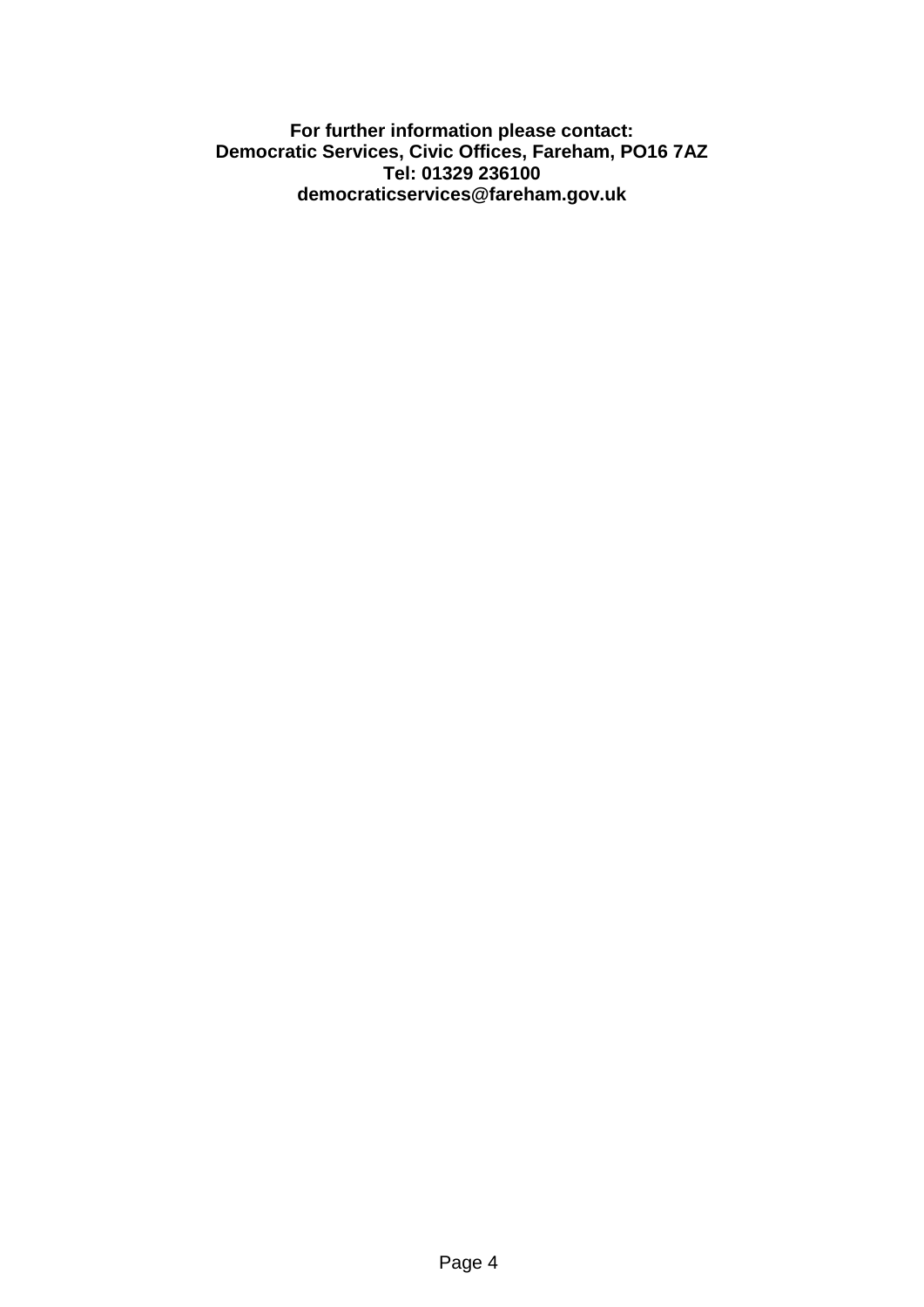**For further information please contact:**
**Democratic Services, Civic Offices, Fareham, PO16 7AZ**
**Tel: 01329 236100**
**democraticservices@fareham.gov.uk**